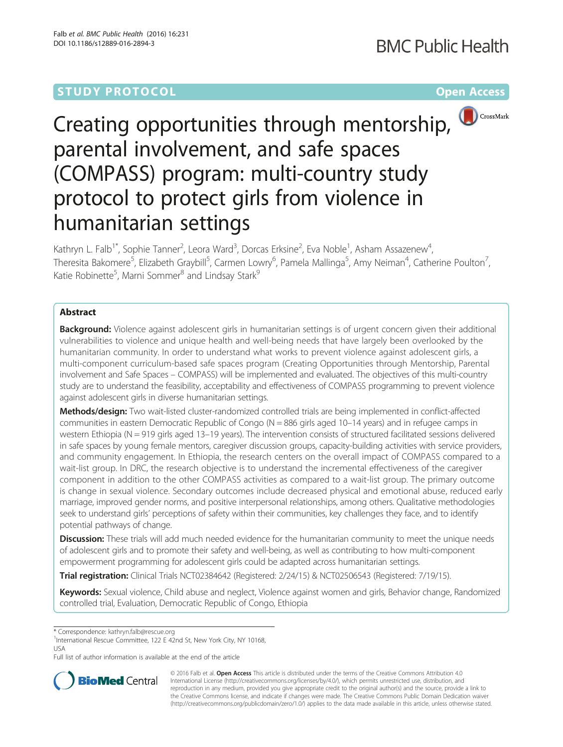STUDY PROTOCOL

Open Access

# Creating opportunities through mentorship, parental involvement, and safe spaces (COMPASS) program: multi-country study protocol to protect girls from violence in humanitarian settings

Kathryn L. Falb[1*], Sophie Tanner[2], Leora Ward[3], Dorcas Erksine[2], Eva Noble[1], Asham Assazenew[4], Theresita Bakomere[5], Elizabeth Graybill[5], Carmen Lowry[6], Pamela Mallinga[5], Amy Neiman[4], Catherine Poulton[7], Katie Robinette[5], Marni Sommer[8] and Lindsay Stark[9]

## Abstract

**Background:** Violence against adolescent girls in humanitarian settings is of urgent concern given their additional vulnerabilities to violence and unique health and well-being needs that have largely been overlooked by the humanitarian community. In order to understand what works to prevent violence against adolescent girls, a multi-component curriculum-based safe spaces program (Creating Opportunities through Mentorship, Parental involvement and Safe Spaces – COMPASS) will be implemented and evaluated. The objectives of this multi-country study are to understand the feasibility, acceptability and effectiveness of COMPASS programming to prevent violence against adolescent girls in diverse humanitarian settings.

**Methods/design:** Two wait-listed cluster-randomized controlled trials are being implemented in conflict-affected communities in eastern Democratic Republic of Congo (N = 886 girls aged 10–14 years) and in refugee camps in western Ethiopia (N = 919 girls aged 13–19 years). The intervention consists of structured facilitated sessions delivered in safe spaces by young female mentors, caregiver discussion groups, capacity-building activities with service providers, and community engagement. In Ethiopia, the research centers on the overall impact of COMPASS compared to a wait-list group. In DRC, the research objective is to understand the incremental effectiveness of the caregiver component in addition to the other COMPASS activities as compared to a wait-list group. The primary outcome is change in sexual violence. Secondary outcomes include decreased physical and emotional abuse, reduced early marriage, improved gender norms, and positive interpersonal relationships, among others. Qualitative methodologies seek to understand girls' perceptions of safety within their communities, key challenges they face, and to identify potential pathways of change.

**Discussion:** These trials will add much needed evidence for the humanitarian community to meet the unique needs of adolescent girls and to promote their safety and well-being, as well as contributing to how multi-component empowerment programming for adolescent girls could be adapted across humanitarian settings.

**Trial registration:** Clinical Trials NCT02384642 (Registered: 2/24/15) & NCT02506543 (Registered: 7/19/15).

**Keywords:** Sexual violence, Child abuse and neglect, Violence against women and girls, Behavior change, Randomized controlled trial, Evaluation, Democratic Republic of Congo, Ethiopia

\* Correspondence: kathryn.falb@rescue.org
[1]International Rescue Committee, 122 E 42nd St, New York City, NY 10168, USA
Full list of author information is available at the end of the article

© 2016 Falb et al. **Open Access** This article is distributed under the terms of the Creative Commons Attribution 4.0 International License (http://creativecommons.org/licenses/by/4.0/), which permits unrestricted use, distribution, and reproduction in any medium, provided you give appropriate credit to the original author(s) and the source, provide a link to the Creative Commons license, and indicate if changes were made. The Creative Commons Public Domain Dedication waiver (http://creativecommons.org/publicdomain/zero/1.0/) applies to the data made available in this article, unless otherwise stated.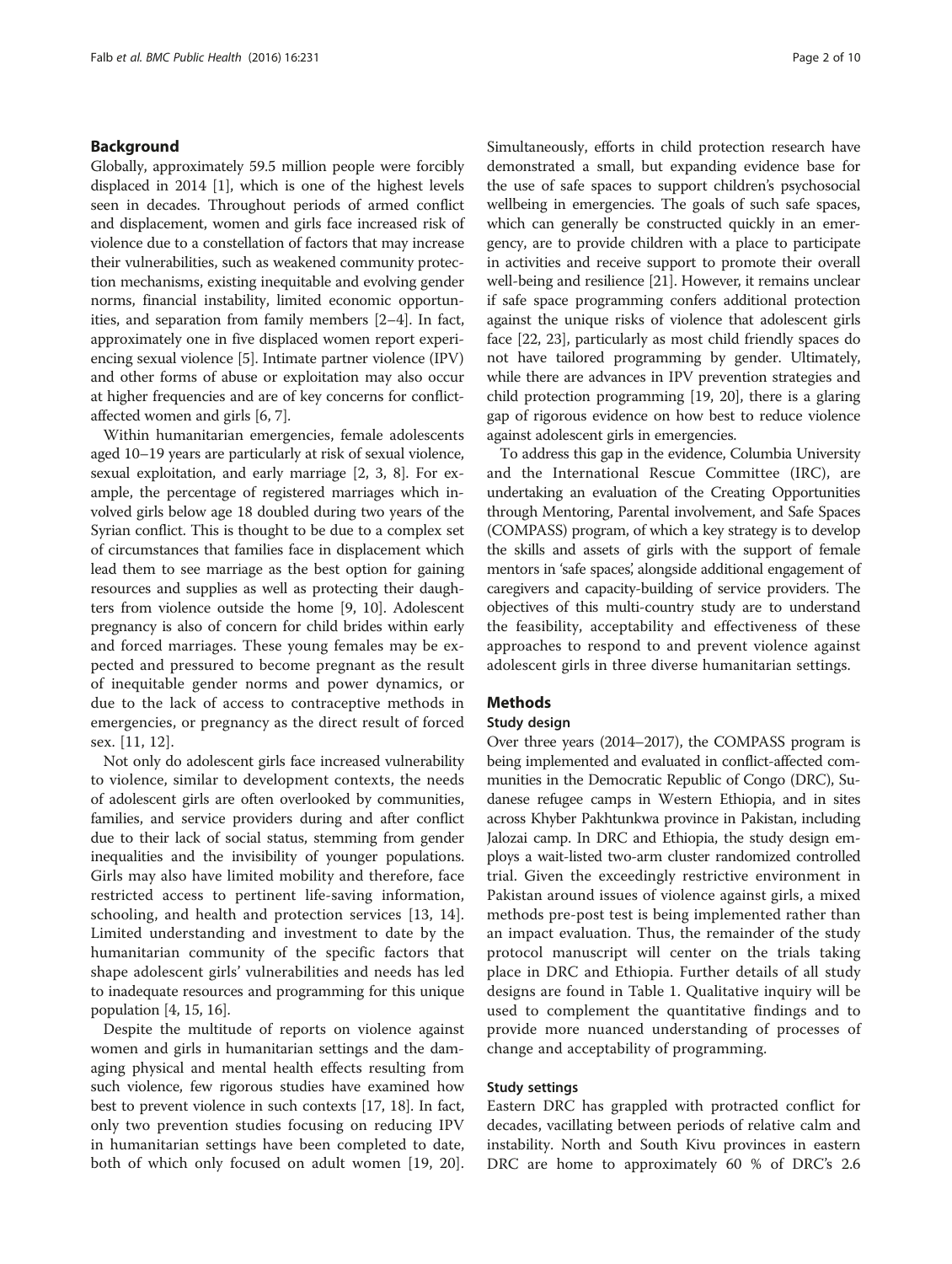## Background

Globally, approximately 59.5 million people were forcibly displaced in 2014 [1], which is one of the highest levels seen in decades. Throughout periods of armed conflict and displacement, women and girls face increased risk of violence due to a constellation of factors that may increase their vulnerabilities, such as weakened community protection mechanisms, existing inequitable and evolving gender norms, financial instability, limited economic opportunities, and separation from family members [2–4]. In fact, approximately one in five displaced women report experiencing sexual violence [5]. Intimate partner violence (IPV) and other forms of abuse or exploitation may also occur at higher frequencies and are of key concerns for conflict-affected women and girls [6, 7].

Within humanitarian emergencies, female adolescents aged 10–19 years are particularly at risk of sexual violence, sexual exploitation, and early marriage [2, 3, 8]. For example, the percentage of registered marriages which involved girls below age 18 doubled during two years of the Syrian conflict. This is thought to be due to a complex set of circumstances that families face in displacement which lead them to see marriage as the best option for gaining resources and supplies as well as protecting their daughters from violence outside the home [9, 10]. Adolescent pregnancy is also of concern for child brides within early and forced marriages. These young females may be expected and pressured to become pregnant as the result of inequitable gender norms and power dynamics, or due to the lack of access to contraceptive methods in emergencies, or pregnancy as the direct result of forced sex. [11, 12].

Not only do adolescent girls face increased vulnerability to violence, similar to development contexts, the needs of adolescent girls are often overlooked by communities, families, and service providers during and after conflict due to their lack of social status, stemming from gender inequalities and the invisibility of younger populations. Girls may also have limited mobility and therefore, face restricted access to pertinent life-saving information, schooling, and health and protection services [13, 14]. Limited understanding and investment to date by the humanitarian community of the specific factors that shape adolescent girls' vulnerabilities and needs has led to inadequate resources and programming for this unique population [4, 15, 16].

Despite the multitude of reports on violence against women and girls in humanitarian settings and the damaging physical and mental health effects resulting from such violence, few rigorous studies have examined how best to prevent violence in such contexts [17, 18]. In fact, only two prevention studies focusing on reducing IPV in humanitarian settings have been completed to date, both of which only focused on adult women [19, 20]. Simultaneously, efforts in child protection research have demonstrated a small, but expanding evidence base for the use of safe spaces to support children's psychosocial wellbeing in emergencies. The goals of such safe spaces, which can generally be constructed quickly in an emergency, are to provide children with a place to participate in activities and receive support to promote their overall well-being and resilience [21]. However, it remains unclear if safe space programming confers additional protection against the unique risks of violence that adolescent girls face [22, 23], particularly as most child friendly spaces do not have tailored programming by gender. Ultimately, while there are advances in IPV prevention strategies and child protection programming [19, 20], there is a glaring gap of rigorous evidence on how best to reduce violence against adolescent girls in emergencies.

To address this gap in the evidence, Columbia University and the International Rescue Committee (IRC), are undertaking an evaluation of the Creating Opportunities through Mentoring, Parental involvement, and Safe Spaces (COMPASS) program, of which a key strategy is to develop the skills and assets of girls with the support of female mentors in 'safe spaces', alongside additional engagement of caregivers and capacity-building of service providers. The objectives of this multi-country study are to understand the feasibility, acceptability and effectiveness of these approaches to respond to and prevent violence against adolescent girls in three diverse humanitarian settings.

## Methods

### Study design

Over three years (2014–2017), the COMPASS program is being implemented and evaluated in conflict-affected communities in the Democratic Republic of Congo (DRC), Sudanese refugee camps in Western Ethiopia, and in sites across Khyber Pakhtunkwa province in Pakistan, including Jalozai camp. In DRC and Ethiopia, the study design employs a wait-listed two-arm cluster randomized controlled trial. Given the exceedingly restrictive environment in Pakistan around issues of violence against girls, a mixed methods pre-post test is being implemented rather than an impact evaluation. Thus, the remainder of the study protocol manuscript will center on the trials taking place in DRC and Ethiopia. Further details of all study designs are found in Table 1. Qualitative inquiry will be used to complement the quantitative findings and to provide more nuanced understanding of processes of change and acceptability of programming.

### Study settings

Eastern DRC has grappled with protracted conflict for decades, vacillating between periods of relative calm and instability. North and South Kivu provinces in eastern DRC are home to approximately 60 % of DRC's 2.6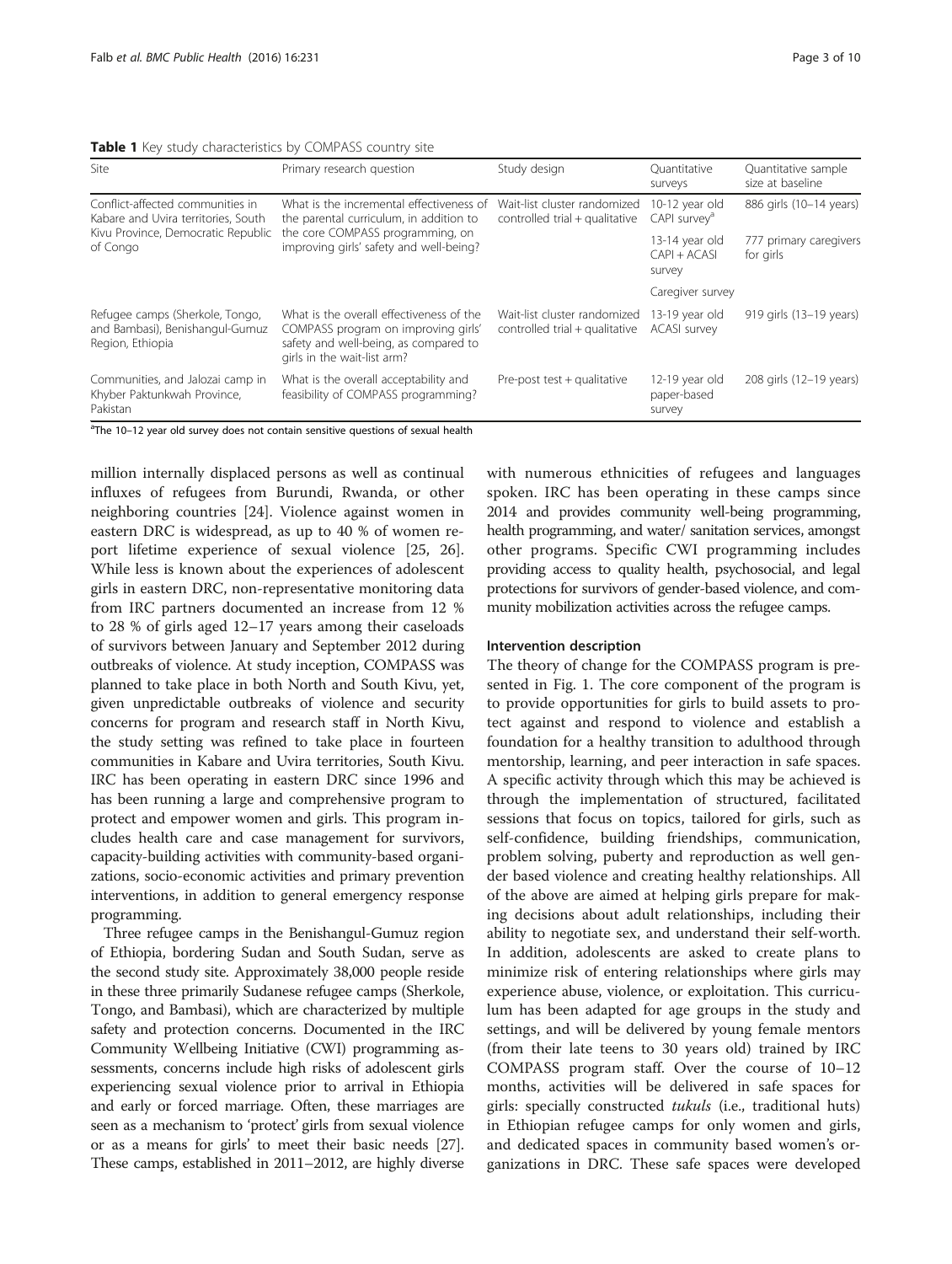**Table 1** Key study characteristics by COMPASS country site

| Site | Primary research question | Study design | Quantitative surveys | Quantitative sample size at baseline |
|---|---|---|---|---|
| Conflict-affected communities in Kabare and Uvira territories, South Kivu Province, Democratic Republic of Congo | What is the incremental effectiveness of the parental curriculum, in addition to the core COMPASS programming, on improving girls' safety and well-being? | Wait-list cluster randomized controlled trial + qualitative | 10-12 year old CAPI survey[a] | 886 girls (10–14 years) |
| | | | 13-14 year old CAPI + ACASI survey | 777 primary caregivers for girls |
| | | | Caregiver survey | |
| Refugee camps (Sherkole, Tongo, and Bambasi), Benishangul-Gumuz Region, Ethiopia | What is the overall effectiveness of the COMPASS program on improving girls' safety and well-being, as compared to girls in the wait-list arm? | Wait-list cluster randomized controlled trial + qualitative | 13-19 year old ACASI survey | 919 girls (13–19 years) |
| Communities, and Jalozai camp in Khyber Paktunkwah Province, Pakistan | What is the overall acceptability and feasibility of COMPASS programming? | Pre-post test + qualitative | 12-19 year old paper-based survey | 208 girls (12–19 years) |

[a]The 10–12 year old survey does not contain sensitive questions of sexual health

million internally displaced persons as well as continual influxes of refugees from Burundi, Rwanda, or other neighboring countries [24]. Violence against women in eastern DRC is widespread, as up to 40 % of women report lifetime experience of sexual violence [25, 26]. While less is known about the experiences of adolescent girls in eastern DRC, non-representative monitoring data from IRC partners documented an increase from 12 % to 28 % of girls aged 12–17 years among their caseloads of survivors between January and September 2012 during outbreaks of violence. At study inception, COMPASS was planned to take place in both North and South Kivu, yet, given unpredictable outbreaks of violence and security concerns for program and research staff in North Kivu, the study setting was refined to take place in fourteen communities in Kabare and Uvira territories, South Kivu. IRC has been operating in eastern DRC since 1996 and has been running a large and comprehensive program to protect and empower women and girls. This program includes health care and case management for survivors, capacity-building activities with community-based organizations, socio-economic activities and primary prevention interventions, in addition to general emergency response programming.

Three refugee camps in the Benishangul-Gumuz region of Ethiopia, bordering Sudan and South Sudan, serve as the second study site. Approximately 38,000 people reside in these three primarily Sudanese refugee camps (Sherkole, Tongo, and Bambasi), which are characterized by multiple safety and protection concerns. Documented in the IRC Community Wellbeing Initiative (CWI) programming assessments, concerns include high risks of adolescent girls experiencing sexual violence prior to arrival in Ethiopia and early or forced marriage. Often, these marriages are seen as a mechanism to 'protect' girls from sexual violence or as a means for girls' to meet their basic needs [27]. These camps, established in 2011–2012, are highly diverse with numerous ethnicities of refugees and languages spoken. IRC has been operating in these camps since 2014 and provides community well-being programming, health programming, and water/ sanitation services, amongst other programs. Specific CWI programming includes providing access to quality health, psychosocial, and legal protections for survivors of gender-based violence, and community mobilization activities across the refugee camps.

### Intervention description

The theory of change for the COMPASS program is presented in Fig. 1. The core component of the program is to provide opportunities for girls to build assets to protect against and respond to violence and establish a foundation for a healthy transition to adulthood through mentorship, learning, and peer interaction in safe spaces. A specific activity through which this may be achieved is through the implementation of structured, facilitated sessions that focus on topics, tailored for girls, such as self-confidence, building friendships, communication, problem solving, puberty and reproduction as well gender based violence and creating healthy relationships. All of the above are aimed at helping girls prepare for making decisions about adult relationships, including their ability to negotiate sex, and understand their self-worth. In addition, adolescents are asked to create plans to minimize risk of entering relationships where girls may experience abuse, violence, or exploitation. This curriculum has been adapted for age groups in the study and settings, and will be delivered by young female mentors (from their late teens to 30 years old) trained by IRC COMPASS program staff. Over the course of 10–12 months, activities will be delivered in safe spaces for girls: specially constructed *tukuls* (i.e., traditional huts) in Ethiopian refugee camps for only women and girls, and dedicated spaces in community based women's organizations in DRC. These safe spaces were developed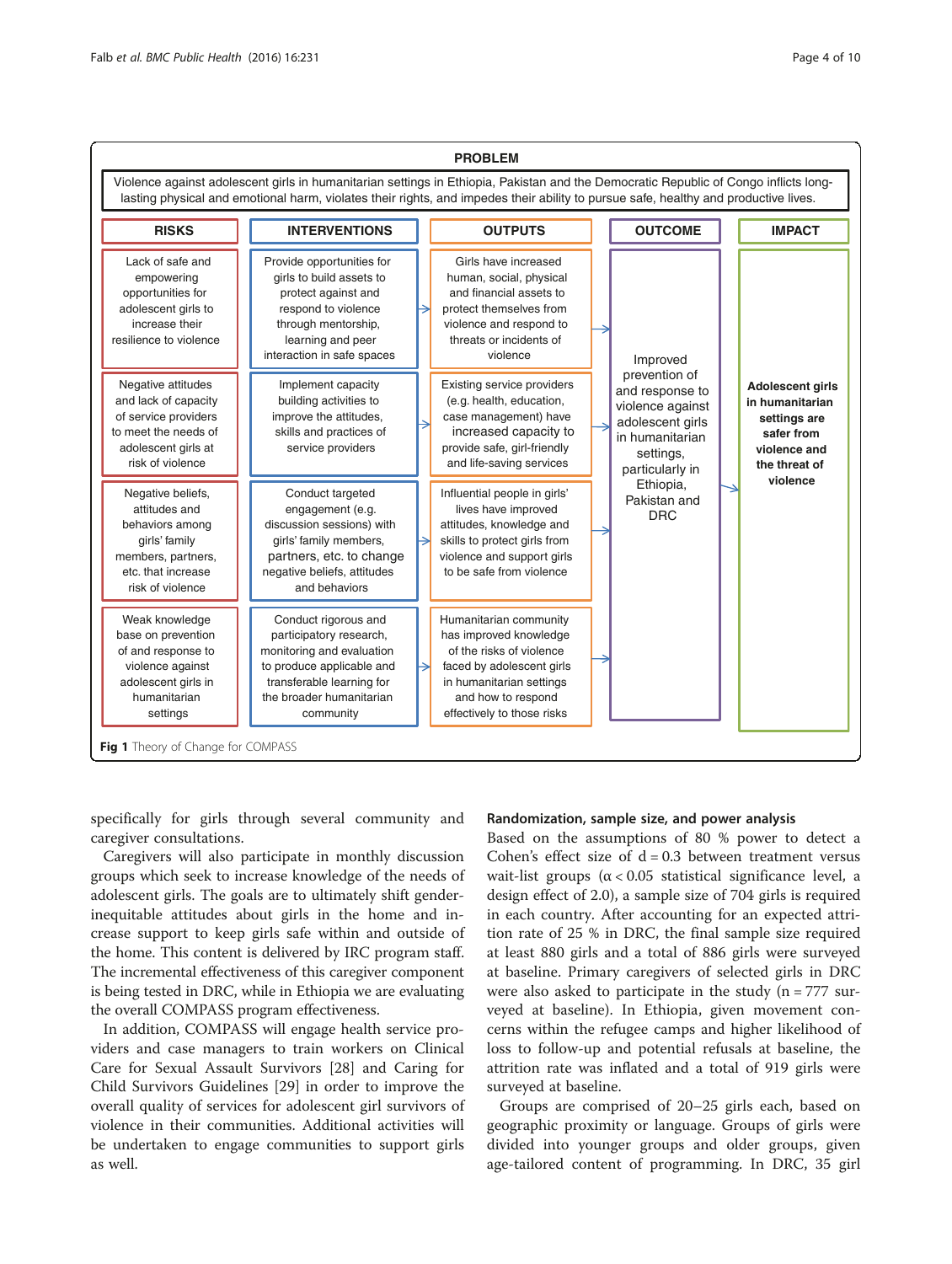**PROBLEM**

Violence against adolescent girls in humanitarian settings in Ethiopia, Pakistan and the Democratic Republic of Congo inflicts long-lasting physical and emotional harm, violates their rights, and impedes their ability to pursue safe, healthy and productive lives.

| RISKS | INTERVENTIONS | OUTPUTS | OUTCOME | IMPACT |
|---|---|---|---|---|
| Lack of safe and empowering opportunities for adolescent girls to increase their resilience to violence | Provide opportunities for girls to build assets to protect against and respond to violence through mentorship, learning and peer interaction in safe spaces | Girls have increased human, social, physical and financial assets to protect themselves from violence and respond to threats or incidents of violence | Improved prevention of and response to violence against adolescent girls in humanitarian settings, particularly in Ethiopia, Pakistan and DRC | **Adolescent girls in humanitarian settings are safer from violence and the threat of violence** |
| Negative attitudes and lack of capacity of service providers to meet the needs of adolescent girls at risk of violence | Implement capacity building activities to improve the attitudes, skills and practices of service providers | Existing service providers (e.g. health, education, case management) have increased capacity to provide safe, girl-friendly and life-saving services | | |
| Negative beliefs, attitudes and behaviors among girls' family members, partners, etc. that increase risk of violence | Conduct targeted engagement (e.g. discussion sessions) with girls' family members, partners, etc. to change negative beliefs, attitudes and behaviors | Influential people in girls' lives have improved attitudes, knowledge and skills to protect girls from violence and support girls to be safe from violence | | |
| Weak knowledge base on prevention of and response to violence against adolescent girls in humanitarian settings | Conduct rigorous and participatory research, monitoring and evaluation to produce applicable and transferable learning for the broader humanitarian community | Humanitarian community has improved knowledge of the risks of violence faced by adolescent girls in humanitarian settings and how to respond effectively to those risks | | |

**Fig 1** Theory of Change for COMPASS

specifically for girls through several community and caregiver consultations.

Caregivers will also participate in monthly discussion groups which seek to increase knowledge of the needs of adolescent girls. The goals are to ultimately shift gender-inequitable attitudes about girls in the home and increase support to keep girls safe within and outside of the home. This content is delivered by IRC program staff. The incremental effectiveness of this caregiver component is being tested in DRC, while in Ethiopia we are evaluating the overall COMPASS program effectiveness.

In addition, COMPASS will engage health service providers and case managers to train workers on Clinical Care for Sexual Assault Survivors [28] and Caring for Child Survivors Guidelines [29] in order to improve the overall quality of services for adolescent girl survivors of violence in their communities. Additional activities will be undertaken to engage communities to support girls as well.

### Randomization, sample size, and power analysis

Based on the assumptions of 80 % power to detect a Cohen's effect size of $d = 0.3$ between treatment versus wait-list groups ($\alpha < 0.05$ statistical significance level, a design effect of 2.0), a sample size of 704 girls is required in each country. After accounting for an expected attrition rate of 25 % in DRC, the final sample size required at least 880 girls and a total of 886 girls were surveyed at baseline. Primary caregivers of selected girls in DRC were also asked to participate in the study ($n = 777$ surveyed at baseline). In Ethiopia, given movement concerns within the refugee camps and higher likelihood of loss to follow-up and potential refusals at baseline, the attrition rate was inflated and a total of 919 girls were surveyed at baseline.

Groups are comprised of 20–25 girls each, based on geographic proximity or language. Groups of girls were divided into younger groups and older groups, given age-tailored content of programming. In DRC, 35 girl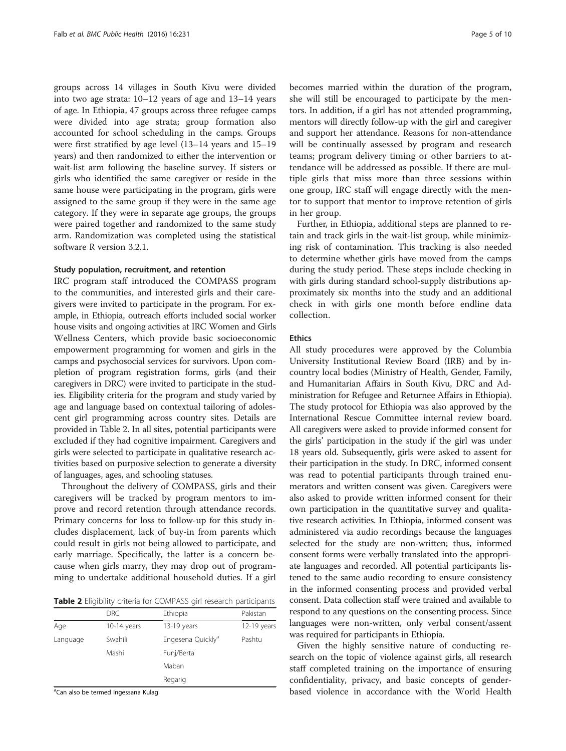groups across 14 villages in South Kivu were divided into two age strata: 10–12 years of age and 13–14 years of age. In Ethiopia, 47 groups across three refugee camps were divided into age strata; group formation also accounted for school scheduling in the camps. Groups were first stratified by age level (13–14 years and 15–19 years) and then randomized to either the intervention or wait-list arm following the baseline survey. If sisters or girls who identified the same caregiver or reside in the same house were participating in the program, girls were assigned to the same group if they were in the same age category. If they were in separate age groups, the groups were paired together and randomized to the same study arm. Randomization was completed using the statistical software R version 3.2.1.

### Study population, recruitment, and retention

IRC program staff introduced the COMPASS program to the communities, and interested girls and their caregivers were invited to participate in the program. For example, in Ethiopia, outreach efforts included social worker house visits and ongoing activities at IRC Women and Girls Wellness Centers, which provide basic socioeconomic empowerment programming for women and girls in the camps and psychosocial services for survivors. Upon completion of program registration forms, girls (and their caregivers in DRC) were invited to participate in the studies. Eligibility criteria for the program and study varied by age and language based on contextual tailoring of adolescent girl programming across country sites. Details are provided in Table 2. In all sites, potential participants were excluded if they had cognitive impairment. Caregivers and girls were selected to participate in qualitative research activities based on purposive selection to generate a diversity of languages, ages, and schooling statuses.

Throughout the delivery of COMPASS, girls and their caregivers will be tracked by program mentors to improve and record retention through attendance records. Primary concerns for loss to follow-up for this study includes displacement, lack of buy-in from parents which could result in girls not being allowed to participate, and early marriage. Specifically, the latter is a concern because when girls marry, they may drop out of programming to undertake additional household duties. If a girl becomes married within the duration of the program, she will still be encouraged to participate by the mentors. In addition, if a girl has not attended programming, mentors will directly follow-up with the girl and caregiver and support her attendance. Reasons for non-attendance will be continually assessed by program and research teams; program delivery timing or other barriers to attendance will be addressed as possible. If there are multiple girls that miss more than three sessions within one group, IRC staff will engage directly with the mentor to support that mentor to improve retention of girls in her group.

**Table 2** Eligibility criteria for COMPASS girl research participants

| | DRC | Ethiopia | Pakistan |
|---|---|---|---|
| Age | 10-14 years | 13-19 years | 12-19 years |
| Language | Swahili | Engesena Quickly[a] | Pashtu |
| | Mashi | Funj/Berta | |
| | | Maban | |
| | | Regarig | |

[a]Can also be termed Ingessana Kulag

Further, in Ethiopia, additional steps are planned to retain and track girls in the wait-list group, while minimizing risk of contamination. This tracking is also needed to determine whether girls have moved from the camps during the study period. These steps include checking in with girls during standard school-supply distributions approximately six months into the study and an additional check in with girls one month before endline data collection.

### Ethics

All study procedures were approved by the Columbia University Institutional Review Board (IRB) and by in-country local bodies (Ministry of Health, Gender, Family, and Humanitarian Affairs in South Kivu, DRC and Administration for Refugee and Returnee Affairs in Ethiopia). The study protocol for Ethiopia was also approved by the International Rescue Committee internal review board. All caregivers were asked to provide informed consent for the girls' participation in the study if the girl was under 18 years old. Subsequently, girls were asked to assent for their participation in the study. In DRC, informed consent was read to potential participants through trained enumerators and written consent was given. Caregivers were also asked to provide written informed consent for their own participation in the quantitative survey and qualitative research activities. In Ethiopia, informed consent was administered via audio recordings because the languages selected for the study are non-written; thus, informed consent forms were verbally translated into the appropriate languages and recorded. All potential participants listened to the same audio recording to ensure consistency in the informed consenting process and provided verbal consent. Data collection staff were trained and available to respond to any questions on the consenting process. Since languages were non-written, only verbal consent/assent was required for participants in Ethiopia.

Given the highly sensitive nature of conducting research on the topic of violence against girls, all research staff completed training on the importance of ensuring confidentiality, privacy, and basic concepts of gender-based violence in accordance with the World Health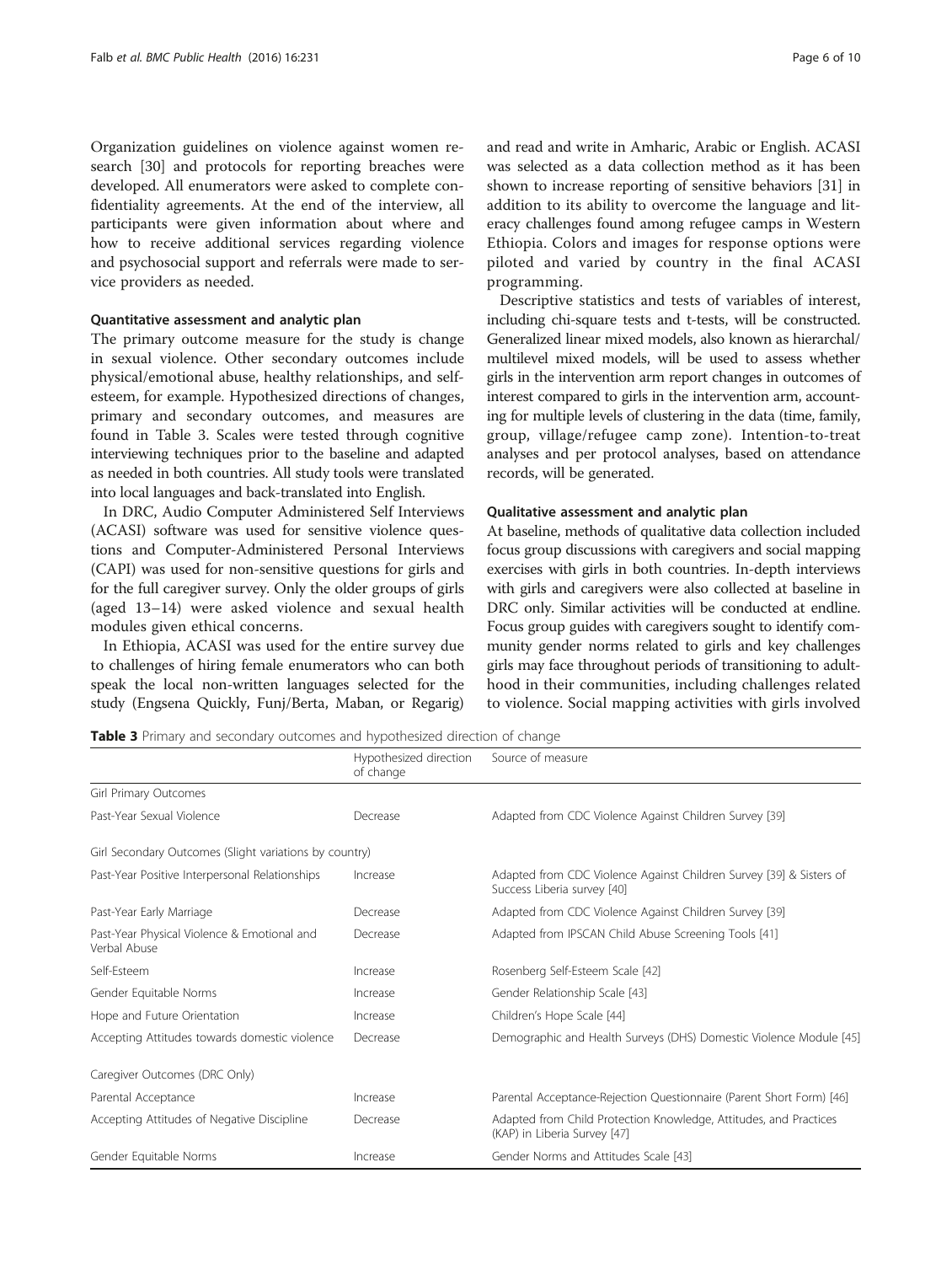Organization guidelines on violence against women research [30] and protocols for reporting breaches were developed. All enumerators were asked to complete confidentiality agreements. At the end of the interview, all participants were given information about where and how to receive additional services regarding violence and psychosocial support and referrals were made to service providers as needed.

### Quantitative assessment and analytic plan

The primary outcome measure for the study is change in sexual violence. Other secondary outcomes include physical/emotional abuse, healthy relationships, and self-esteem, for example. Hypothesized directions of changes, primary and secondary outcomes, and measures are found in Table 3. Scales were tested through cognitive interviewing techniques prior to the baseline and adapted as needed in both countries. All study tools were translated into local languages and back-translated into English.

In DRC, Audio Computer Administered Self Interviews (ACASI) software was used for sensitive violence questions and Computer-Administered Personal Interviews (CAPI) was used for non-sensitive questions for girls and for the full caregiver survey. Only the older groups of girls (aged 13–14) were asked violence and sexual health modules given ethical concerns.

In Ethiopia, ACASI was used for the entire survey due to challenges of hiring female enumerators who can both speak the local non-written languages selected for the study (Engsena Quickly, Funj/Berta, Maban, or Regarig) and read and write in Amharic, Arabic or English. ACASI was selected as a data collection method as it has been shown to increase reporting of sensitive behaviors [31] in addition to its ability to overcome the language and literacy challenges found among refugee camps in Western Ethiopia. Colors and images for response options were piloted and varied by country in the final ACASI programming.

Descriptive statistics and tests of variables of interest, including chi-square tests and t-tests, will be constructed. Generalized linear mixed models, also known as hierarchal/multilevel mixed models, will be used to assess whether girls in the intervention arm report changes in outcomes of interest compared to girls in the intervention arm, accounting for multiple levels of clustering in the data (time, family, group, village/refugee camp zone). Intention-to-treat analyses and per protocol analyses, based on attendance records, will be generated.

### Qualitative assessment and analytic plan

At baseline, methods of qualitative data collection included focus group discussions with caregivers and social mapping exercises with girls in both countries. In-depth interviews with girls and caregivers were also collected at baseline in DRC only. Similar activities will be conducted at endline. Focus group guides with caregivers sought to identify community gender norms related to girls and key challenges girls may face throughout periods of transitioning to adulthood in their communities, including challenges related to violence. Social mapping activities with girls involved

**Table 3** Primary and secondary outcomes and hypothesized direction of change

| | Hypothesized direction of change | Source of measure |
|---|---|---|
| Girl Primary Outcomes | | |
| Past-Year Sexual Violence | Decrease | Adapted from CDC Violence Against Children Survey [39] |
| Girl Secondary Outcomes (Slight variations by country) | | |
| Past-Year Positive Interpersonal Relationships | Increase | Adapted from CDC Violence Against Children Survey [39] & Sisters of Success Liberia survey [40] |
| Past-Year Early Marriage | Decrease | Adapted from CDC Violence Against Children Survey [39] |
| Past-Year Physical Violence & Emotional and Verbal Abuse | Decrease | Adapted from IPSCAN Child Abuse Screening Tools [41] |
| Self-Esteem | Increase | Rosenberg Self-Esteem Scale [42] |
| Gender Equitable Norms | Increase | Gender Relationship Scale [43] |
| Hope and Future Orientation | Increase | Children's Hope Scale [44] |
| Accepting Attitudes towards domestic violence | Decrease | Demographic and Health Surveys (DHS) Domestic Violence Module [45] |
| Caregiver Outcomes (DRC Only) | | |
| Parental Acceptance | Increase | Parental Acceptance-Rejection Questionnaire (Parent Short Form) [46] |
| Accepting Attitudes of Negative Discipline | Decrease | Adapted from Child Protection Knowledge, Attitudes, and Practices (KAP) in Liberia Survey [47] |
| Gender Equitable Norms | Increase | Gender Norms and Attitudes Scale [43] |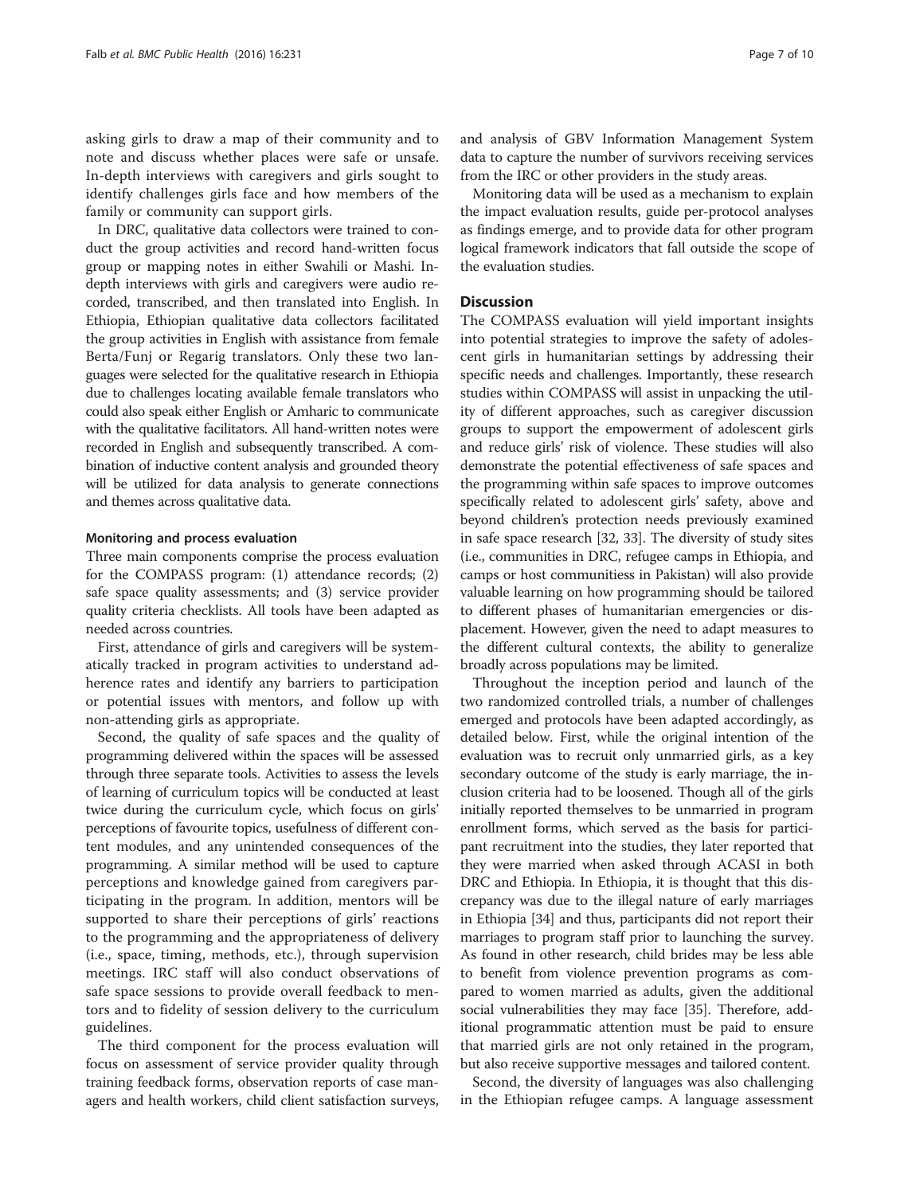asking girls to draw a map of their community and to note and discuss whether places were safe or unsafe. In-depth interviews with caregivers and girls sought to identify challenges girls face and how members of the family or community can support girls.

In DRC, qualitative data collectors were trained to conduct the group activities and record hand-written focus group or mapping notes in either Swahili or Mashi. In-depth interviews with girls and caregivers were audio recorded, transcribed, and then translated into English. In Ethiopia, Ethiopian qualitative data collectors facilitated the group activities in English with assistance from female Berta/Funj or Regarig translators. Only these two languages were selected for the qualitative research in Ethiopia due to challenges locating available female translators who could also speak either English or Amharic to communicate with the qualitative facilitators. All hand-written notes were recorded in English and subsequently transcribed. A combination of inductive content analysis and grounded theory will be utilized for data analysis to generate connections and themes across qualitative data.

#### Monitoring and process evaluation

Three main components comprise the process evaluation for the COMPASS program: (1) attendance records; (2) safe space quality assessments; and (3) service provider quality criteria checklists. All tools have been adapted as needed across countries.

First, attendance of girls and caregivers will be systematically tracked in program activities to understand adherence rates and identify any barriers to participation or potential issues with mentors, and follow up with non-attending girls as appropriate.

Second, the quality of safe spaces and the quality of programming delivered within the spaces will be assessed through three separate tools. Activities to assess the levels of learning of curriculum topics will be conducted at least twice during the curriculum cycle, which focus on girls' perceptions of favourite topics, usefulness of different content modules, and any unintended consequences of the programming. A similar method will be used to capture perceptions and knowledge gained from caregivers participating in the program. In addition, mentors will be supported to share their perceptions of girls' reactions to the programming and the appropriateness of delivery (i.e., space, timing, methods, etc.), through supervision meetings. IRC staff will also conduct observations of safe space sessions to provide overall feedback to mentors and to fidelity of session delivery to the curriculum guidelines.

The third component for the process evaluation will focus on assessment of service provider quality through training feedback forms, observation reports of case managers and health workers, child client satisfaction surveys, and analysis of GBV Information Management System data to capture the number of survivors receiving services from the IRC or other providers in the study areas.

Monitoring data will be used as a mechanism to explain the impact evaluation results, guide per-protocol analyses as findings emerge, and to provide data for other program logical framework indicators that fall outside the scope of the evaluation studies.

## Discussion

The COMPASS evaluation will yield important insights into potential strategies to improve the safety of adolescent girls in humanitarian settings by addressing their specific needs and challenges. Importantly, these research studies within COMPASS will assist in unpacking the utility of different approaches, such as caregiver discussion groups to support the empowerment of adolescent girls and reduce girls' risk of violence. These studies will also demonstrate the potential effectiveness of safe spaces and the programming within safe spaces to improve outcomes specifically related to adolescent girls' safety, above and beyond children's protection needs previously examined in safe space research [32, 33]. The diversity of study sites (i.e., communities in DRC, refugee camps in Ethiopia, and camps or host communitiess in Pakistan) will also provide valuable learning on how programming should be tailored to different phases of humanitarian emergencies or displacement. However, given the need to adapt measures to the different cultural contexts, the ability to generalize broadly across populations may be limited.

Throughout the inception period and launch of the two randomized controlled trials, a number of challenges emerged and protocols have been adapted accordingly, as detailed below. First, while the original intention of the evaluation was to recruit only unmarried girls, as a key secondary outcome of the study is early marriage, the inclusion criteria had to be loosened. Though all of the girls initially reported themselves to be unmarried in program enrollment forms, which served as the basis for participant recruitment into the studies, they later reported that they were married when asked through ACASI in both DRC and Ethiopia. In Ethiopia, it is thought that this discrepancy was due to the illegal nature of early marriages in Ethiopia [34] and thus, participants did not report their marriages to program staff prior to launching the survey. As found in other research, child brides may be less able to benefit from violence prevention programs as compared to women married as adults, given the additional social vulnerabilities they may face [35]. Therefore, additional programmatic attention must be paid to ensure that married girls are not only retained in the program, but also receive supportive messages and tailored content.

Second, the diversity of languages was also challenging in the Ethiopian refugee camps. A language assessment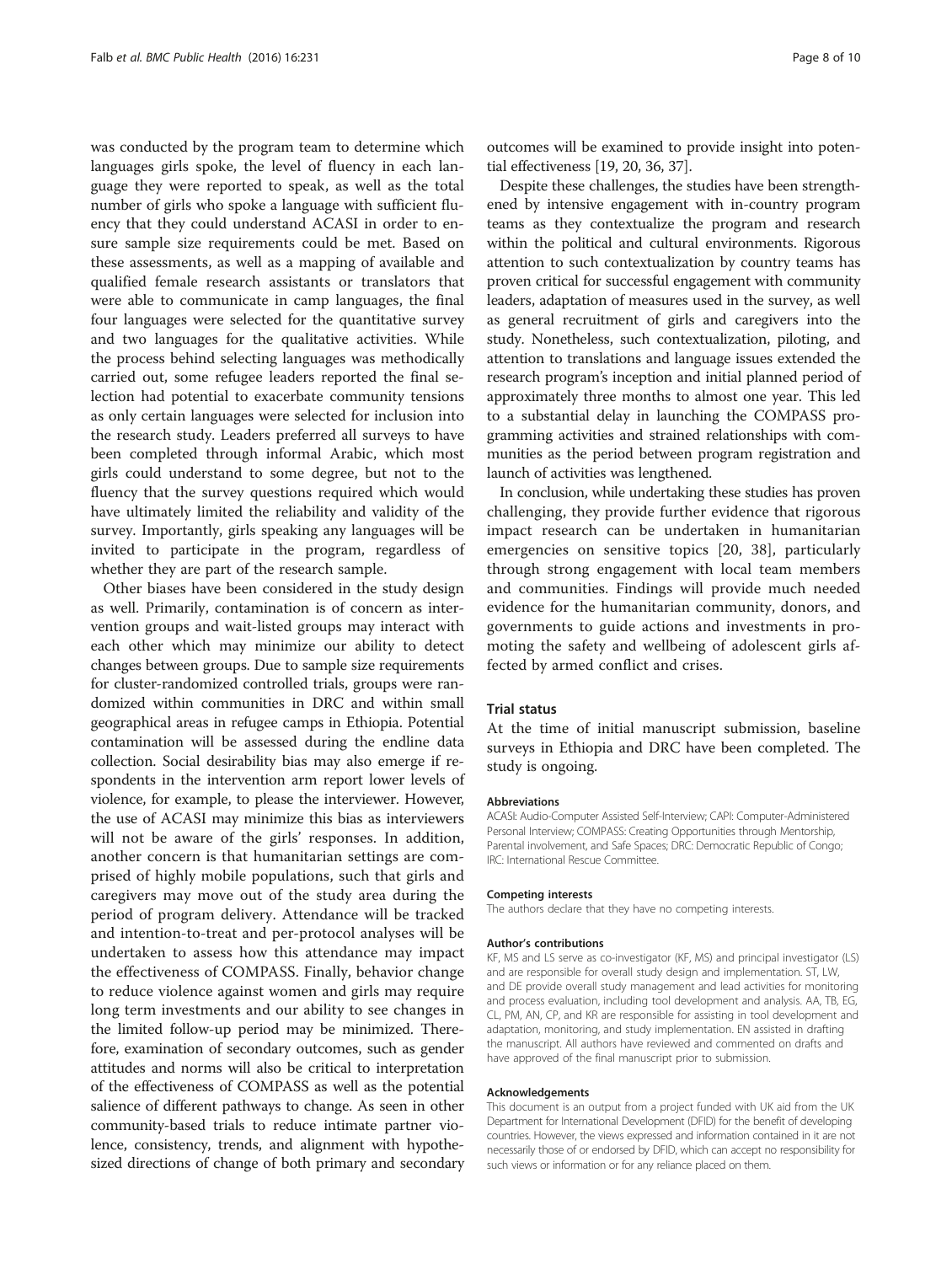was conducted by the program team to determine which languages girls spoke, the level of fluency in each language they were reported to speak, as well as the total number of girls who spoke a language with sufficient fluency that they could understand ACASI in order to ensure sample size requirements could be met. Based on these assessments, as well as a mapping of available and qualified female research assistants or translators that were able to communicate in camp languages, the final four languages were selected for the quantitative survey and two languages for the qualitative activities. While the process behind selecting languages was methodically carried out, some refugee leaders reported the final selection had potential to exacerbate community tensions as only certain languages were selected for inclusion into the research study. Leaders preferred all surveys to have been completed through informal Arabic, which most girls could understand to some degree, but not to the fluency that the survey questions required which would have ultimately limited the reliability and validity of the survey. Importantly, girls speaking any languages will be invited to participate in the program, regardless of whether they are part of the research sample.

Other biases have been considered in the study design as well. Primarily, contamination is of concern as intervention groups and wait-listed groups may interact with each other which may minimize our ability to detect changes between groups. Due to sample size requirements for cluster-randomized controlled trials, groups were randomized within communities in DRC and within small geographical areas in refugee camps in Ethiopia. Potential contamination will be assessed during the endline data collection. Social desirability bias may also emerge if respondents in the intervention arm report lower levels of violence, for example, to please the interviewer. However, the use of ACASI may minimize this bias as interviewers will not be aware of the girls' responses. In addition, another concern is that humanitarian settings are comprised of highly mobile populations, such that girls and caregivers may move out of the study area during the period of program delivery. Attendance will be tracked and intention-to-treat and per-protocol analyses will be undertaken to assess how this attendance may impact the effectiveness of COMPASS. Finally, behavior change to reduce violence against women and girls may require long term investments and our ability to see changes in the limited follow-up period may be minimized. Therefore, examination of secondary outcomes, such as gender attitudes and norms will also be critical to interpretation of the effectiveness of COMPASS as well as the potential salience of different pathways to change. As seen in other community-based trials to reduce intimate partner violence, consistency, trends, and alignment with hypothesized directions of change of both primary and secondary outcomes will be examined to provide insight into potential effectiveness [19, 20, 36, 37].

Despite these challenges, the studies have been strengthened by intensive engagement with in-country program teams as they contextualize the program and research within the political and cultural environments. Rigorous attention to such contextualization by country teams has proven critical for successful engagement with community leaders, adaptation of measures used in the survey, as well as general recruitment of girls and caregivers into the study. Nonetheless, such contextualization, piloting, and attention to translations and language issues extended the research program's inception and initial planned period of approximately three months to almost one year. This led to a substantial delay in launching the COMPASS programming activities and strained relationships with communities as the period between program registration and launch of activities was lengthened.

In conclusion, while undertaking these studies has proven challenging, they provide further evidence that rigorous impact research can be undertaken in humanitarian emergencies on sensitive topics [20, 38], particularly through strong engagement with local team members and communities. Findings will provide much needed evidence for the humanitarian community, donors, and governments to guide actions and investments in promoting the safety and wellbeing of adolescent girls affected by armed conflict and crises.

## Trial status

At the time of initial manuscript submission, baseline surveys in Ethiopia and DRC have been completed. The study is ongoing.

#### Abbreviations

ACASI: Audio-Computer Assisted Self-Interview; CAPI: Computer-Administered Personal Interview; COMPASS: Creating Opportunities through Mentorship, Parental involvement, and Safe Spaces; DRC: Democratic Republic of Congo; IRC: International Rescue Committee.

#### Competing interests

The authors declare that they have no competing interests.

#### Author's contributions

KF, MS and LS serve as co-investigator (KF, MS) and principal investigator (LS) and are responsible for overall study design and implementation. ST, LW, and DE provide overall study management and lead activities for monitoring and process evaluation, including tool development and analysis. AA, TB, EG, CL, PM, AN, CP, and KR are responsible for assisting in tool development and adaptation, monitoring, and study implementation. EN assisted in drafting the manuscript. All authors have reviewed and commented on drafts and have approved of the final manuscript prior to submission.

#### Acknowledgements

This document is an output from a project funded with UK aid from the UK Department for International Development (DFID) for the benefit of developing countries. However, the views expressed and information contained in it are not necessarily those of or endorsed by DFID, which can accept no responsibility for such views or information or for any reliance placed on them.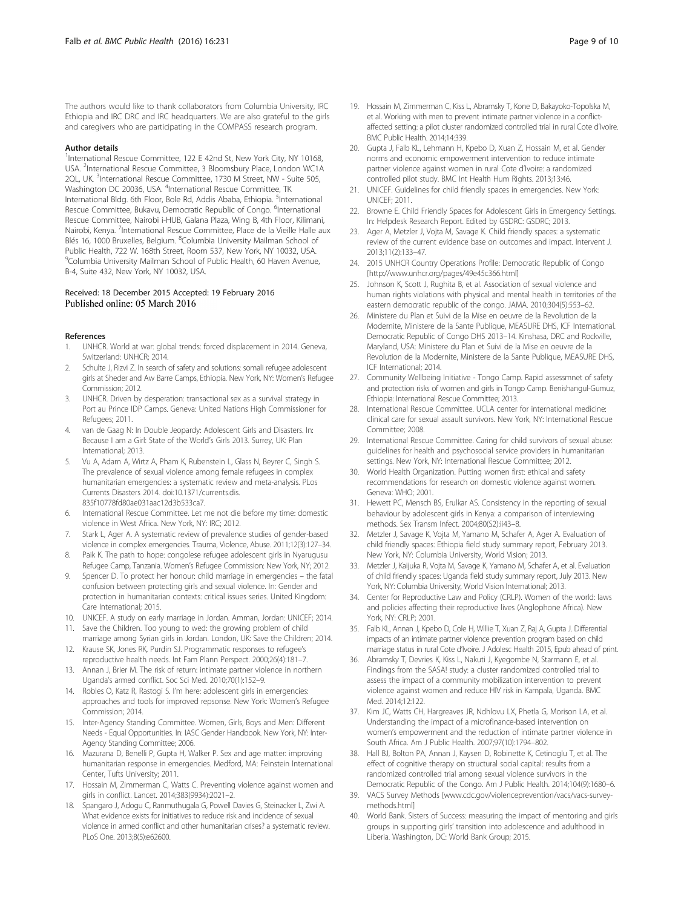The authors would like to thank collaborators from Columbia University, IRC Ethiopia and IRC DRC and IRC headquarters. We are also grateful to the girls and caregivers who are participating in the COMPASS research program.

#### Author details

[1]International Rescue Committee, 122 E 42nd St, New York City, NY 10168, USA. [2]International Rescue Committee, 3 Bloomsbury Place, London WC1A 2QL, UK. [3]International Rescue Committee, 1730 M Street, NW - Suite 505, Washington DC 20036, USA. [4]International Rescue Committee, TK International Bldg. 6th Floor, Bole Rd, Addis Ababa, Ethiopia. [5]International Rescue Committee, Bukavu, Democratic Republic of Congo. [6]International Rescue Committee, Nairobi i-HUB, Galana Plaza, Wing B, 4th Floor, Kilimani, Nairobi, Kenya. [7]International Rescue Committee, Place de la Vieille Halle aux Blés 16, 1000 Bruxelles, Belgium. [8]Columbia University Mailman School of Public Health, 722 W. 168th Street, Room 537, New York, NY 10032, USA. [9]Columbia University Mailman School of Public Health, 60 Haven Avenue, B-4, Suite 432, New York, NY 10032, USA.

Received: 18 December 2015 Accepted: 19 February 2016
Published online: 05 March 2016

#### References

1. UNHCR. World at war: global trends: forced displacement in 2014. Geneva, Switzerland: UNHCR; 2014.
2. Schulte J, Rizvi Z. In search of safety and solutions: somali refugee adolescent girls at Sheder and Aw Barre Camps, Ethiopia. New York, NY: Women's Refugee Commission; 2012.
3. UNHCR. Driven by desperation: transactional sex as a survival strategy in Port au Prince IDP Camps. Geneva: United Nations High Commissioner for Refugees; 2011.
4. van de Gaag N: In Double Jeopardy: Adolescent Girls and Disasters. In: Because I am a Girl: State of the World's Girls 2013. Surrey, UK: Plan International; 2013.
5. Vu A, Adam A, Wirtz A, Pham K, Rubenstein L, Glass N, Beyrer C, Singh S. The prevalence of sexual violence among female refugees in complex humanitarian emergencies: a systematic review and meta-analysis. PLos Currents Disasters 2014. doi:10.1371/currents.dis.835f10778fd80ae031aac12d3b533ca7.
6. International Rescue Committee. Let me not die before my time: domestic violence in West Africa. New York, NY: IRC; 2012.
7. Stark L, Ager A. A systematic review of prevalence studies of gender-based violence in complex emergencies. Trauma, Violence, Abuse. 2011;12(3):127–34.
8. Paik K. The path to hope: congolese refugee adolescent girls in Nyarugusu Refugee Camp, Tanzania. Women's Refugee Commission: New York, NY; 2012.
9. Spencer D. To protect her honour: child marriage in emergencies – the fatal confusion between protecting girls and sexual violence. In: Gender and protection in humanitarian contexts: critical issues series. United Kingdom: Care International; 2015.
10. UNICEF. A study on early marriage in Jordan. Amman, Jordan: UNICEF; 2014.
11. Save the Children. Too young to wed: the growing problem of child marriage among Syrian girls in Jordan. London, UK: Save the Children; 2014.
12. Krause SK, Jones RK, Purdin SJ. Programmatic responses to refugee's reproductive health needs. Int Fam Plann Perspect. 2000;26(4):181–7.
13. Annan J, Brier M. The risk of return: intimate partner violence in northern Uganda's armed conflict. Soc Sci Med. 2010;70(1):152–9.
14. Robles O, Katz R, Rastogi S. I'm here: adolescent girls in emergencies: approaches and tools for improved repsonse. New York: Women's Refugee Commission; 2014.
15. Inter-Agency Standing Committee. Women, Girls, Boys and Men: Different Needs - Equal Opportunities. In: IASC Gender Handbook. New York, NY: Inter-Agency Standing Committee; 2006.
16. Mazurana D, Benelli P, Gupta H, Walker P. Sex and age matter: improving humanitarian response in emergencies. Medford, MA: Feinstein International Center, Tufts University; 2011.
17. Hossain M, Zimmerman C, Watts C. Preventing violence against women and girls in conflict. Lancet. 2014;383(9934):2021–2.
18. Spangaro J, Adogu C, Ranmuthugala G, Powell Davies G, Steinacker L, Zwi A. What evidence exists for initiatives to reduce risk and incidence of sexual violence in armed conflict and other humanitarian crises? a systematic review. PLoS One. 2013;8(5):e62600.
19. Hossain M, Zimmerman C, Kiss L, Abramsky T, Kone D, Bakayoko-Topolska M, et al. Working with men to prevent intimate partner violence in a conflict-affected setting: a pilot cluster randomized controlled trial in rural Cote d'Ivoire. BMC Public Health. 2014;14:339.
20. Gupta J, Falb KL, Lehmann H, Kpebo D, Xuan Z, Hossain M, et al. Gender norms and economic empowerment intervention to reduce intimate partner violence against women in rural Cote d'Ivoire: a randomized controlled pilot study. BMC Int Health Hum Rights. 2013;13:46.
21. UNICEF. Guidelines for child friendly spaces in emergencies. New York: UNICEF; 2011.
22. Browne E. Child Friendly Spaces for Adolescent Girls in Emergency Settings. In: Helpdesk Research Report. Edited by GSDRC: GSDRC; 2013.
23. Ager A, Metzler J, Vojta M, Savage K. Child friendly spaces: a systematic review of the current evidence base on outcomes and impact. Intervent J. 2013;11(2):133–47.
24. 2015 UNHCR Country Operations Profile: Democratic Republic of Congo [http://www.unhcr.org/pages/49e45c366.html]
25. Johnson K, Scott J, Rughita B, et al. Association of sexual violence and human rights violations with physical and mental health in territories of the eastern democratic republic of the congo. JAMA. 2010;304(5):553–62.
26. Ministere du Plan et Suivi de la Mise en oeuvre de la Revolution de la Modernite, Ministere de la Sante Publique, MEASURE DHS, ICF International. Democratic Republic of Congo DHS 2013–14. Kinshasa, DRC and Rockville, Maryland, USA: Ministere du Plan et Suivi de la Mise en oeuvre de la Revolution de la Modernite, Ministere de la Sante Publique, MEASURE DHS, ICF International; 2014.
27. Community Wellbeing Initiative - Tongo Camp. Rapid assessmnet of safety and protection risks of women and girls in Tongo Camp. Benishangul-Gumuz, Ethiopia: International Rescue Committee; 2013.
28. International Rescue Committee. UCLA center for international medicine: clinical care for sexual assault survivors. New York, NY: International Rescue Committee; 2008.
29. International Rescue Committee. Caring for child survivors of sexual abuse: guidelines for health and psychosocial service providers in humanitarian settings. New York, NY: International Rescue Committee; 2012.
30. World Health Organization. Putting women first: ethical and safety recommendations for research on domestic violence against women. Geneva: WHO; 2001.
31. Hewett PC, Mensch BS, Erulkar AS. Consistency in the reporting of sexual behaviour by adolescent girls in Kenya: a comparison of interviewing methods. Sex Transm Infect. 2004;80(S2):ii43–8.
32. Metzler J, Savage K, Vojta M, Yamano M, Schafer A, Ager A. Evaluation of child friendly spaces: Ethiopia field study summary report, February 2013. New York, NY: Columbia University, World Vision; 2013.
33. Metzler J, Kaijuka R, Vojta M, Savage K, Yamano M, Schafer A, et al. Evaluation of child friendly spaces: Uganda field study summary report, July 2013. New York, NY: Columbia University, World Vision International; 2013.
34. Center for Reproductive Law and Policy (CRLP). Women of the world: laws and policies affecting their reproductive lives (Anglophone Africa). New York, NY: CRLP; 2001.
35. Falb KL, Annan J, Kpebo D, Cole H, Willie T, Xuan Z, Raj A, Gupta J. Differential impacts of an intimate partner violence prevention program based on child marriage status in rural Cote d'Ivoire. J Adolesc Health 2015, Epub ahead of print.
36. Abramsky T, Devries K, Kiss L, Nakuti J, Kyegombe N, Starmann E, et al. Findings from the SASA! study: a cluster randomized controlled trial to assess the impact of a community mobilization intervention to prevent violence against women and reduce HIV risk in Kampala, Uganda. BMC Med. 2014;12:122.
37. Kim JC, Watts CH, Hargreaves JR, Ndhlovu LX, Phetla G, Morison LA, et al. Understanding the impact of a microfinance-based intervention on women's empowerment and the reduction of intimate partner violence in South Africa. Am J Public Health. 2007;97(10):1794–802.
38. Hall BJ, Bolton PA, Annan J, Kaysen D, Robinette K, Cetinoglu T, et al. The effect of cognitive therapy on structural social capital: results from a randomized controlled trial among sexual violence survivors in the Democratic Republic of the Congo. Am J Public Health. 2014;104(9):1680–6.
39. VACS Survey Methods [www.cdc.gov/violenceprevention/vacs/vacs-survey-methods.html]
40. World Bank. Sisters of Success: measuring the impact of mentoring and girls groups in supporting girls' transition into adolescence and adulthood in Liberia. Washington, DC: World Bank Group; 2015.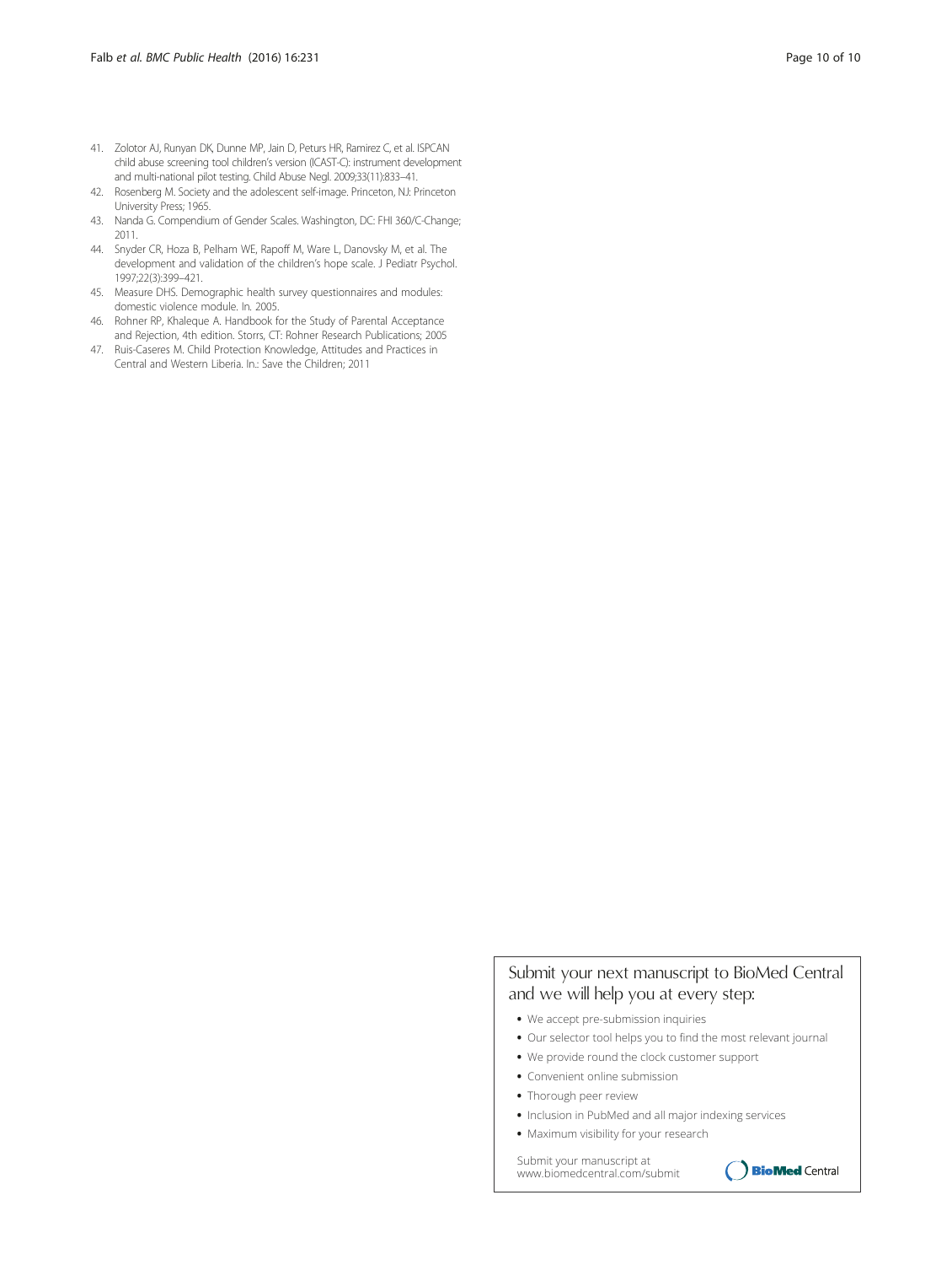41. Zolotor AJ, Runyan DK, Dunne MP, Jain D, Peturs HR, Ramirez C, et al. ISPCAN child abuse screening tool children's version (ICAST-C): instrument development and multi-national pilot testing. Child Abuse Negl. 2009;33(11):833–41.
42. Rosenberg M. Society and the adolescent self-image. Princeton, NJ: Princeton University Press; 1965.
43. Nanda G. Compendium of Gender Scales. Washington, DC: FHI 360/C-Change; 2011.
44. Snyder CR, Hoza B, Pelham WE, Rapoff M, Ware L, Danovsky M, et al. The development and validation of the children's hope scale. J Pediatr Psychol. 1997;22(3):399–421.
45. Measure DHS. Demographic health survey questionnaires and modules: domestic violence module. In. 2005.
46. Rohner RP, Khaleque A. Handbook for the Study of Parental Acceptance and Rejection, 4th edition. Storrs, CT: Rohner Research Publications; 2005
47. Ruis-Caseres M. Child Protection Knowledge, Attitudes and Practices in Central and Western Liberia. In.: Save the Children; 2011

Submit your next manuscript to BioMed Central and we will help you at every step:

- We accept pre-submission inquiries
- Our selector tool helps you to find the most relevant journal
- We provide round the clock customer support
- Convenient online submission
- Thorough peer review
- Inclusion in PubMed and all major indexing services
- Maximum visibility for your research

Submit your manuscript at
www.biomedcentral.com/submit

BioMed Central